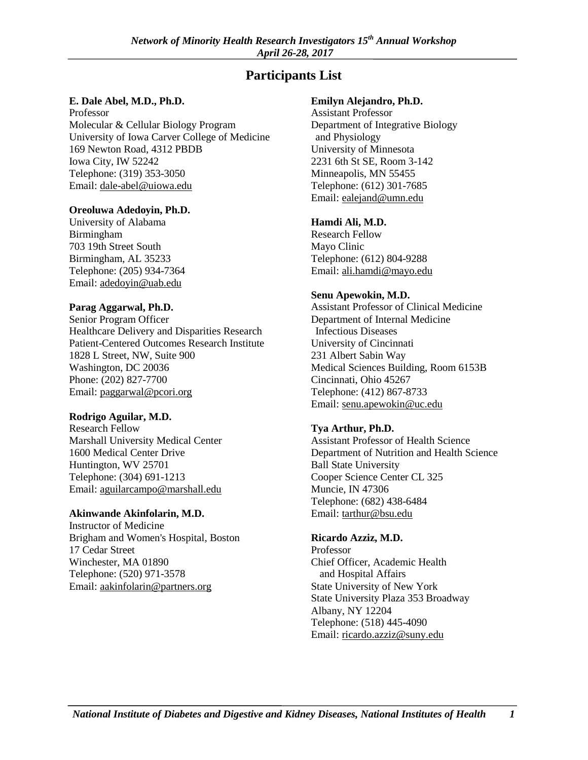# Participants List

**E. Dale Abel, M.D., Ph.D.**
Professor
Molecular & Cellular Biology Program
University of Iowa Carver College of Medicine
169 Newton Road, 4312 PBDB
Iowa City, IW 52242
Telephone: (319) 353-3050
Email: dale-abel@uiowa.edu

**Oreoluwa Adedoyin, Ph.D.**
University of Alabama
Birmingham
703 19th Street South
Birmingham, AL 35233
Telephone: (205) 934-7364
Email: adedoyin@uab.edu

**Parag Aggarwal, Ph.D.**
Senior Program Officer
Healthcare Delivery and Disparities Research
Patient-Centered Outcomes Research Institute
1828 L Street, NW, Suite 900
Washington, DC 20036
Phone: (202) 827-7700
Email: paggarwal@pcori.org

**Rodrigo Aguilar, M.D.**
Research Fellow
Marshall University Medical Center
1600 Medical Center Drive
Huntington, WV 25701
Telephone: (304) 691-1213
Email: aguilarcampo@marshall.edu

**Akinwande Akinfolarin, M.D.**
Instructor of Medicine
Brigham and Women's Hospital, Boston
17 Cedar Street
Winchester, MA 01890
Telephone: (520) 971-3578
Email: aakinfolarin@partners.org

**Emilyn Alejandro, Ph.D.**
Assistant Professor
Department of Integrative Biology and Physiology
University of Minnesota
2231 6th St SE, Room 3-142
Minneapolis, MN 55455
Telephone: (612) 301-7685
Email: ealejand@umn.edu

**Hamdi Ali, M.D.**
Research Fellow
Mayo Clinic
Telephone: (612) 804-9288
Email: ali.hamdi@mayo.edu

**Senu Apewokin, M.D.**
Assistant Professor of Clinical Medicine
Department of Internal Medicine
Infectious Diseases
University of Cincinnati
231 Albert Sabin Way
Medical Sciences Building, Room 6153B
Cincinnati, Ohio 45267
Telephone: (412) 867-8733
Email: senu.apewokin@uc.edu

**Tya Arthur, Ph.D.**
Assistant Professor of Health Science
Department of Nutrition and Health Science
Ball State University
Cooper Science Center CL 325
Muncie, IN 47306
Telephone: (682) 438-6484
Email: tarthur@bsu.edu

**Ricardo Azziz, M.D.**
Professor
Chief Officer, Academic Health and Hospital Affairs
State University of New York
State University Plaza 353 Broadway
Albany, NY 12204
Telephone: (518) 445-4090
Email: ricardo.azziz@suny.edu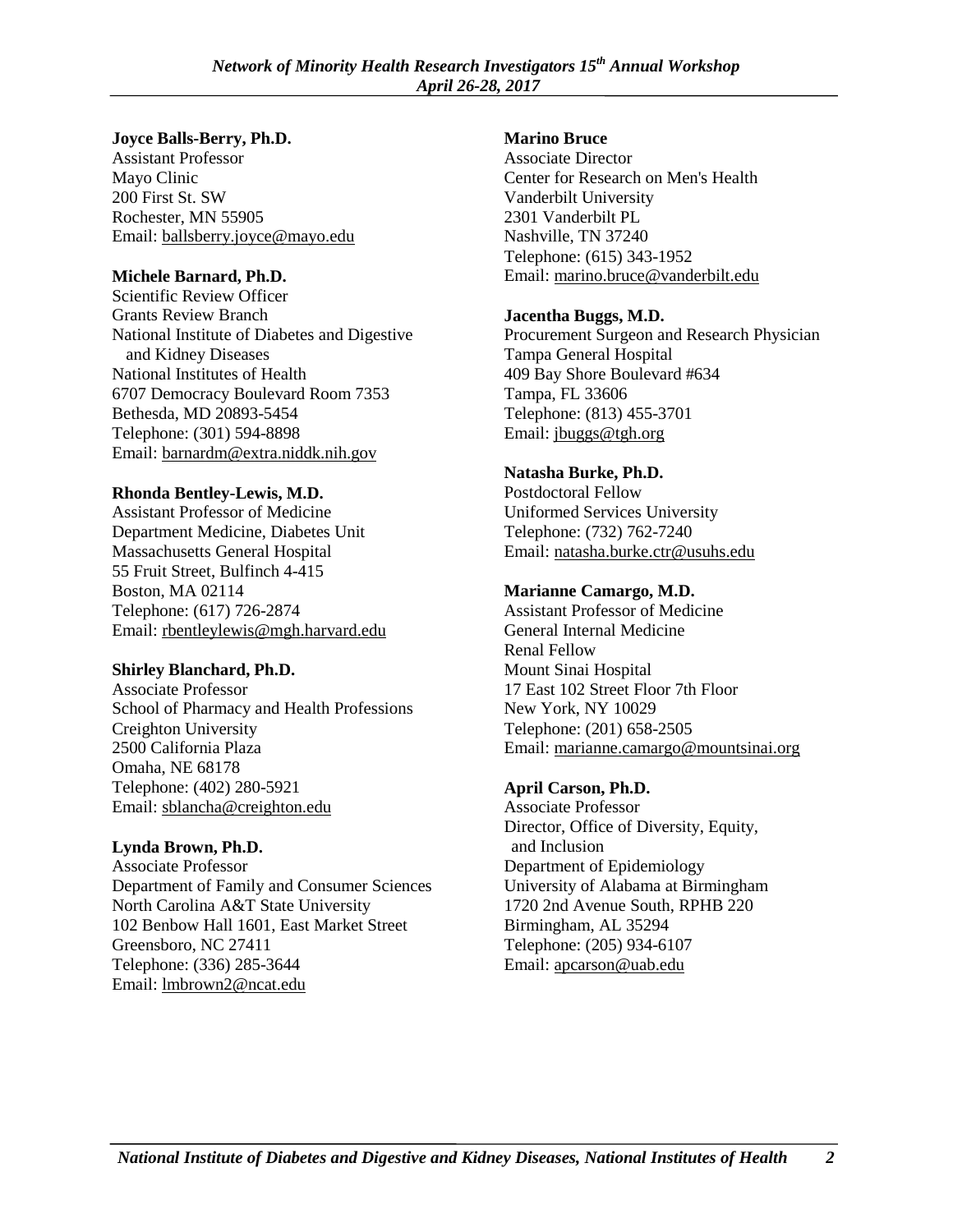**Joyce Balls-Berry, Ph.D.**
Assistant Professor
Mayo Clinic
200 First St. SW
Rochester, MN 55905
Email: ballsberry.joyce@mayo.edu

**Michele Barnard, Ph.D.**
Scientific Review Officer
Grants Review Branch
National Institute of Diabetes and Digestive and Kidney Diseases
National Institutes of Health
6707 Democracy Boulevard Room 7353
Bethesda, MD 20893-5454
Telephone: (301) 594-8898
Email: barnardm@extra.niddk.nih.gov

**Rhonda Bentley-Lewis, M.D.**
Assistant Professor of Medicine
Department Medicine, Diabetes Unit
Massachusetts General Hospital
55 Fruit Street, Bulfinch 4-415
Boston, MA 02114
Telephone: (617) 726-2874
Email: rbentleylewis@mgh.harvard.edu

**Shirley Blanchard, Ph.D.**
Associate Professor
School of Pharmacy and Health Professions
Creighton University
2500 California Plaza
Omaha, NE 68178
Telephone: (402) 280-5921
Email: sblancha@creighton.edu

**Lynda Brown, Ph.D.**
Associate Professor
Department of Family and Consumer Sciences
North Carolina A&T State University
102 Benbow Hall 1601, East Market Street
Greensboro, NC 27411
Telephone: (336) 285-3644
Email: lmbrown2@ncat.edu

**Marino Bruce**
Associate Director
Center for Research on Men's Health
Vanderbilt University
2301 Vanderbilt PL
Nashville, TN 37240
Telephone: (615) 343-1952
Email: marino.bruce@vanderbilt.edu

**Jacentha Buggs, M.D.**
Procurement Surgeon and Research Physician
Tampa General Hospital
409 Bay Shore Boulevard #634
Tampa, FL 33606
Telephone: (813) 455-3701
Email: jbuggs@tgh.org

**Natasha Burke, Ph.D.**
Postdoctoral Fellow
Uniformed Services University
Telephone: (732) 762-7240
Email: natasha.burke.ctr@usuhs.edu

**Marianne Camargo, M.D.**
Assistant Professor of Medicine
General Internal Medicine
Renal Fellow
Mount Sinai Hospital
17 East 102 Street Floor 7th Floor
New York, NY 10029
Telephone: (201) 658-2505
Email: marianne.camargo@mountsinai.org

**April Carson, Ph.D.**
Associate Professor
Director, Office of Diversity, Equity, and Inclusion
Department of Epidemiology
University of Alabama at Birmingham
1720 2nd Avenue South, RPHB 220
Birmingham, AL 35294
Telephone: (205) 934-6107
Email: apcarson@uab.edu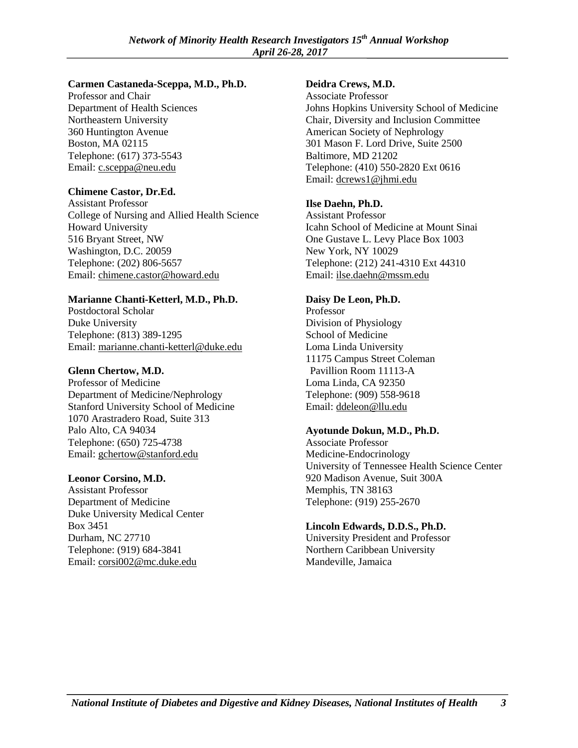**Carmen Castaneda-Sceppa, M.D., Ph.D.**
Professor and Chair
Department of Health Sciences
Northeastern University
360 Huntington Avenue
Boston, MA 02115
Telephone: (617) 373-5543
Email: c.sceppa@neu.edu

**Chimene Castor, Dr.Ed.**
Assistant Professor
College of Nursing and Allied Health Science
Howard University
516 Bryant Street, NW
Washington, D.C. 20059
Telephone: (202) 806-5657
Email: chimene.castor@howard.edu

**Marianne Chanti-Ketterl, M.D., Ph.D.**
Postdoctoral Scholar
Duke University
Telephone: (813) 389-1295
Email: marianne.chanti-ketterl@duke.edu

**Glenn Chertow, M.D.**
Professor of Medicine
Department of Medicine/Nephrology
Stanford University School of Medicine
1070 Arastradero Road, Suite 313
Palo Alto, CA 94034
Telephone: (650) 725-4738
Email: gchertow@stanford.edu

**Leonor Corsino, M.D.**
Assistant Professor
Department of Medicine
Duke University Medical Center
Box 3451
Durham, NC 27710
Telephone: (919) 684-3841
Email: corsi002@mc.duke.edu

**Deidra Crews, M.D.**
Associate Professor
Johns Hopkins University School of Medicine
Chair, Diversity and Inclusion Committee
American Society of Nephrology
301 Mason F. Lord Drive, Suite 2500
Baltimore, MD 21202
Telephone: (410) 550-2820 Ext 0616
Email: dcrews1@jhmi.edu

**Ilse Daehn, Ph.D.**
Assistant Professor
Icahn School of Medicine at Mount Sinai
One Gustave L. Levy Place Box 1003
New York, NY 10029
Telephone: (212) 241-4310 Ext 44310
Email: ilse.daehn@mssm.edu

**Daisy De Leon, Ph.D.**
Professor
Division of Physiology
School of Medicine
Loma Linda University
11175 Campus Street Coleman
Pavillion Room 11113-A
Loma Linda, CA 92350
Telephone: (909) 558-9618
Email: ddeleon@llu.edu

**Ayotunde Dokun, M.D., Ph.D.**
Associate Professor
Medicine-Endocrinology
University of Tennessee Health Science Center
920 Madison Avenue, Suit 300A
Memphis, TN 38163
Telephone: (919) 255-2670

**Lincoln Edwards, D.D.S., Ph.D.**
University President and Professor
Northern Caribbean University
Mandeville, Jamaica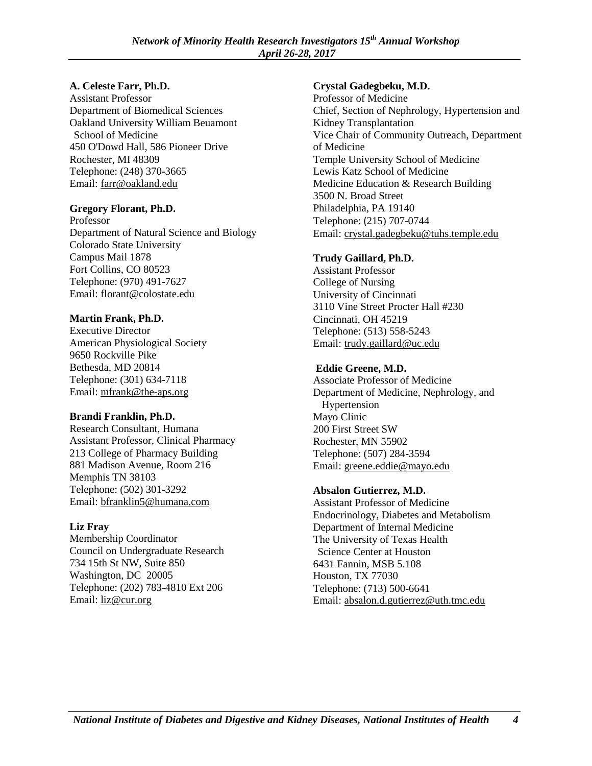**A. Celeste Farr, Ph.D.**
Assistant Professor
Department of Biomedical Sciences
Oakland University William Beuamont School of Medicine
450 O'Dowd Hall, 586 Pioneer Drive
Rochester, MI 48309
Telephone: (248) 370-3665
Email: farr@oakland.edu

**Gregory Florant, Ph.D.**
Professor
Department of Natural Science and Biology
Colorado State University
Campus Mail 1878
Fort Collins, CO 80523
Telephone: (970) 491-7627
Email: florant@colostate.edu

**Martin Frank, Ph.D.**
Executive Director
American Physiological Society
9650 Rockville Pike
Bethesda, MD 20814
Telephone: (301) 634-7118
Email: mfrank@the-aps.org

**Brandi Franklin, Ph.D.**
Research Consultant, Humana
Assistant Professor, Clinical Pharmacy
213 College of Pharmacy Building
881 Madison Avenue, Room 216
Memphis TN 38103
Telephone: (502) 301-3292
Email: bfranklin5@humana.com

**Liz Fray**
Membership Coordinator
Council on Undergraduate Research
734 15th St NW, Suite 850
Washington, DC 20005
Telephone: (202) 783-4810 Ext 206
Email: liz@cur.org

**Crystal Gadegbeku, M.D.**
Professor of Medicine
Chief, Section of Nephrology, Hypertension and Kidney Transplantation
Vice Chair of Community Outreach, Department of Medicine
Temple University School of Medicine
Lewis Katz School of Medicine
Medicine Education & Research Building
3500 N. Broad Street
Philadelphia, PA 19140
Telephone: (215) 707-0744
Email: crystal.gadegbeku@tuhs.temple.edu

**Trudy Gaillard, Ph.D.**
Assistant Professor
College of Nursing
University of Cincinnati
3110 Vine Street Procter Hall #230
Cincinnati, OH 45219
Telephone: (513) 558-5243
Email: trudy.gaillard@uc.edu

**Eddie Greene, M.D.**
Associate Professor of Medicine
Department of Medicine, Nephrology, and Hypertension
Mayo Clinic
200 First Street SW
Rochester, MN 55902
Telephone: (507) 284-3594
Email: greene.eddie@mayo.edu

**Absalon Gutierrez, M.D.**
Assistant Professor of Medicine
Endocrinology, Diabetes and Metabolism
Department of Internal Medicine
The University of Texas Health Science Center at Houston
6431 Fannin, MSB 5.108
Houston, TX 77030
Telephone: (713) 500-6641
Email: absalon.d.gutierrez@uth.tmc.edu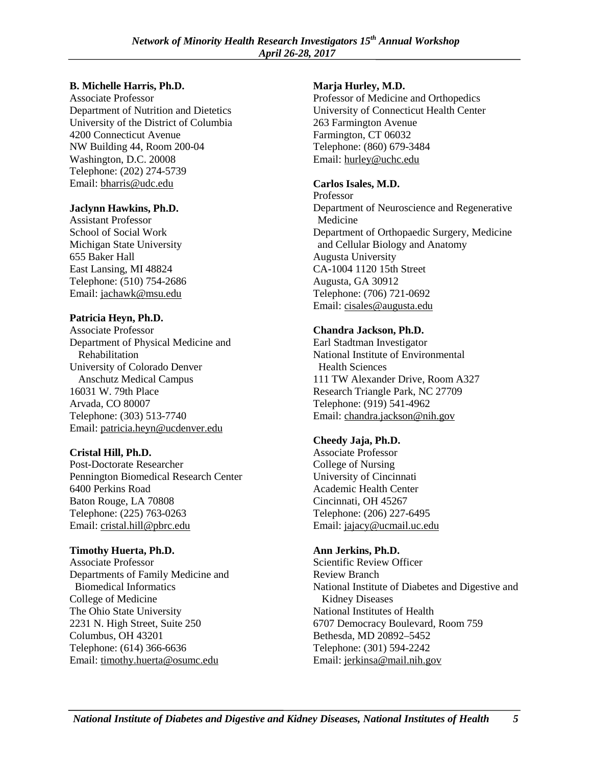**B. Michelle Harris, Ph.D.**
Associate Professor
Department of Nutrition and Dietetics
University of the District of Columbia
4200 Connecticut Avenue
NW Building 44, Room 200-04
Washington, D.C. 20008
Telephone: (202) 274-5739
Email: bharris@udc.edu

**Jaclynn Hawkins, Ph.D.**
Assistant Professor
School of Social Work
Michigan State University
655 Baker Hall
East Lansing, MI 48824
Telephone: (510) 754-2686
Email: jachawk@msu.edu

**Patricia Heyn, Ph.D.**
Associate Professor
Department of Physical Medicine and Rehabilitation
University of Colorado Denver Anschutz Medical Campus
16031 W. 79th Place
Arvada, CO 80007
Telephone: (303) 513-7740
Email: patricia.heyn@ucdenver.edu

**Cristal Hill, Ph.D.**
Post-Doctorate Researcher
Pennington Biomedical Research Center
6400 Perkins Road
Baton Rouge, LA 70808
Telephone: (225) 763-0263
Email: cristal.hill@pbrc.edu

**Timothy Huerta, Ph.D.**
Associate Professor
Departments of Family Medicine and Biomedical Informatics
College of Medicine
The Ohio State University
2231 N. High Street, Suite 250
Columbus, OH 43201
Telephone: (614) 366-6636
Email: timothy.huerta@osumc.edu

**Marja Hurley, M.D.**
Professor of Medicine and Orthopedics
University of Connecticut Health Center
263 Farmington Avenue
Farmington, CT 06032
Telephone: (860) 679-3484
Email: hurley@uchc.edu

**Carlos Isales, M.D.**
Professor
Department of Neuroscience and Regenerative Medicine
Department of Orthopaedic Surgery, Medicine and Cellular Biology and Anatomy
Augusta University
CA-1004 1120 15th Street
Augusta, GA 30912
Telephone: (706) 721-0692
Email: cisales@augusta.edu

**Chandra Jackson, Ph.D.**
Earl Stadtman Investigator
National Institute of Environmental Health Sciences
111 TW Alexander Drive, Room A327
Research Triangle Park, NC 27709
Telephone: (919) 541-4962
Email: chandra.jackson@nih.gov

**Cheedy Jaja, Ph.D.**
Associate Professor
College of Nursing
University of Cincinnati
Academic Health Center
Cincinnati, OH 45267
Telephone: (206) 227-6495
Email: jajacy@ucmail.uc.edu

**Ann Jerkins, Ph.D.**
Scientific Review Officer
Review Branch
National Institute of Diabetes and Digestive and Kidney Diseases
National Institutes of Health
6707 Democracy Boulevard, Room 759
Bethesda, MD 20892–5452
Telephone: (301) 594-2242
Email: jerkinsa@mail.nih.gov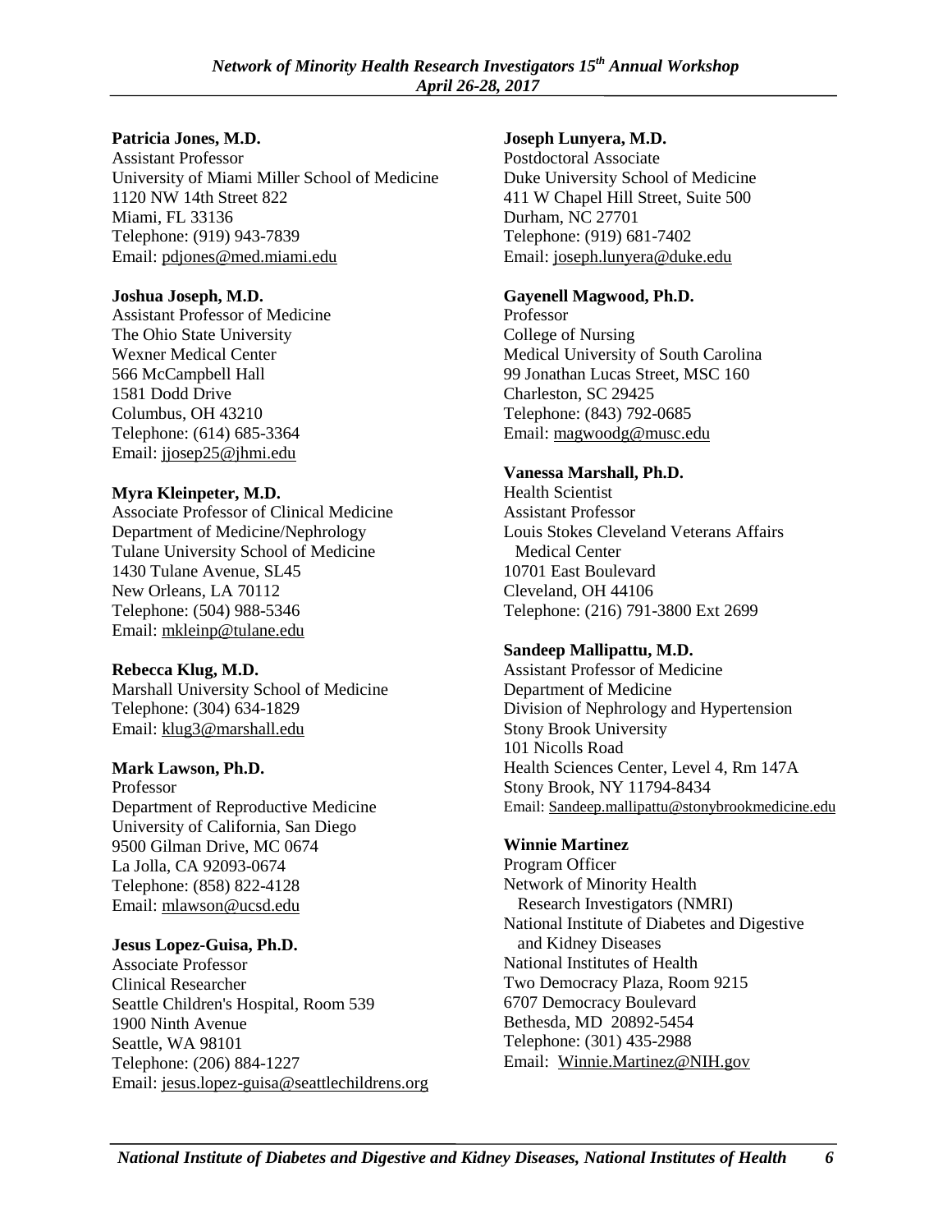**Patricia Jones, M.D.**
Assistant Professor
University of Miami Miller School of Medicine
1120 NW 14th Street 822
Miami, FL 33136
Telephone: (919) 943-7839
Email: pdjones@med.miami.edu

**Joshua Joseph, M.D.**
Assistant Professor of Medicine
The Ohio State University
Wexner Medical Center
566 McCampbell Hall
1581 Dodd Drive
Columbus, OH 43210
Telephone: (614) 685-3364
Email: jjosep25@jhmi.edu

**Myra Kleinpeter, M.D.**
Associate Professor of Clinical Medicine
Department of Medicine/Nephrology
Tulane University School of Medicine
1430 Tulane Avenue, SL45
New Orleans, LA 70112
Telephone: (504) 988-5346
Email: mkleinp@tulane.edu

**Rebecca Klug, M.D.**
Marshall University School of Medicine
Telephone: (304) 634-1829
Email: klug3@marshall.edu

**Mark Lawson, Ph.D.**
Professor
Department of Reproductive Medicine
University of California, San Diego
9500 Gilman Drive, MC 0674
La Jolla, CA 92093-0674
Telephone: (858) 822-4128
Email: mlawson@ucsd.edu

**Jesus Lopez-Guisa, Ph.D.**
Associate Professor
Clinical Researcher
Seattle Children's Hospital, Room 539
1900 Ninth Avenue
Seattle, WA 98101
Telephone: (206) 884-1227
Email: jesus.lopez-guisa@seattlechildrens.org

**Joseph Lunyera, M.D.**
Postdoctoral Associate
Duke University School of Medicine
411 W Chapel Hill Street, Suite 500
Durham, NC 27701
Telephone: (919) 681-7402
Email: joseph.lunyera@duke.edu

**Gayenell Magwood, Ph.D.**
Professor
College of Nursing
Medical University of South Carolina
99 Jonathan Lucas Street, MSC 160
Charleston, SC 29425
Telephone: (843) 792-0685
Email: magwoodg@musc.edu

**Vanessa Marshall, Ph.D.**
Health Scientist
Assistant Professor
Louis Stokes Cleveland Veterans Affairs Medical Center
10701 East Boulevard
Cleveland, OH 44106
Telephone: (216) 791-3800 Ext 2699

**Sandeep Mallipattu, M.D.**
Assistant Professor of Medicine
Department of Medicine
Division of Nephrology and Hypertension
Stony Brook University
101 Nicolls Road
Health Sciences Center, Level 4, Rm 147A
Stony Brook, NY 11794-8434
Email: Sandeep.mallipattu@stonybrookmedicine.edu

**Winnie Martinez**
Program Officer
Network of Minority Health Research Investigators (NMRI)
National Institute of Diabetes and Digestive and Kidney Diseases
National Institutes of Health
Two Democracy Plaza, Room 9215
6707 Democracy Boulevard
Bethesda, MD 20892-5454
Telephone: (301) 435-2988
Email: Winnie.Martinez@NIH.gov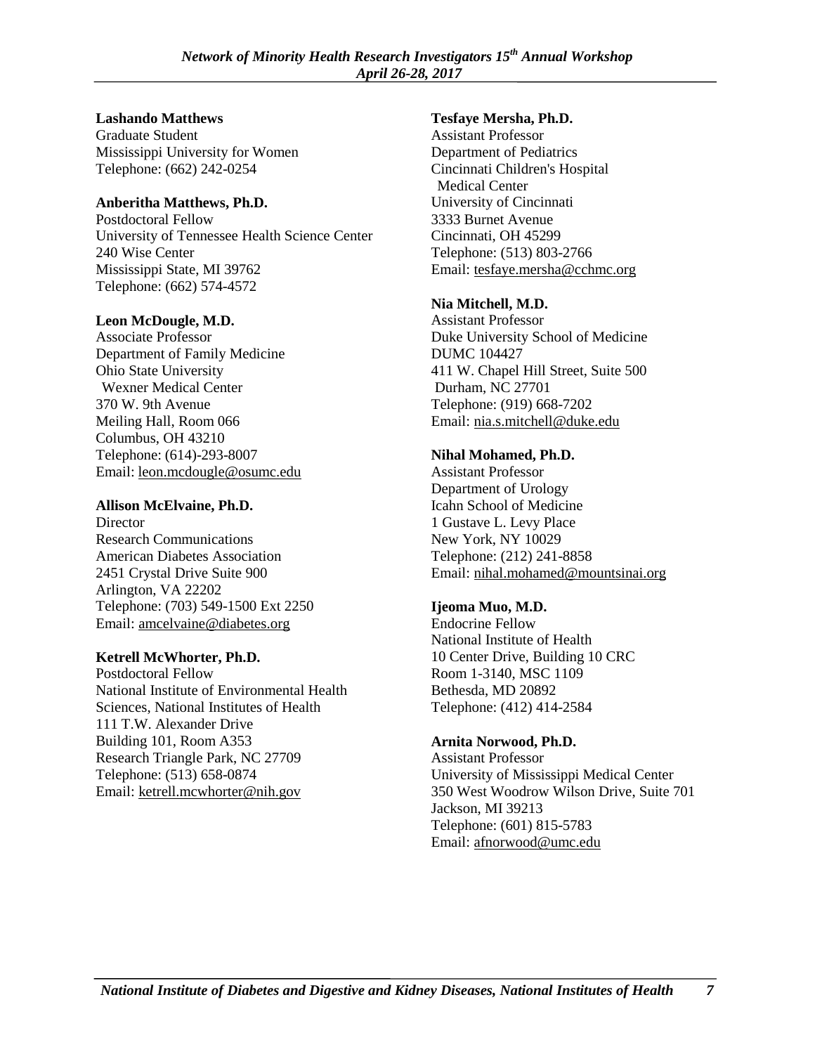**Lashando Matthews**
Graduate Student
Mississippi University for Women
Telephone: (662) 242-0254

**Anberitha Matthews, Ph.D.**
Postdoctoral Fellow
University of Tennessee Health Science Center
240 Wise Center
Mississippi State, MI 39762
Telephone: (662) 574-4572

**Leon McDougle, M.D.**
Associate Professor
Department of Family Medicine
Ohio State University
Wexner Medical Center
370 W. 9th Avenue
Meiling Hall, Room 066
Columbus, OH 43210
Telephone: (614)-293-8007
Email: leon.mcdougle@osumc.edu

**Allison McElvaine, Ph.D.**
Director
Research Communications
American Diabetes Association
2451 Crystal Drive Suite 900
Arlington, VA 22202
Telephone: (703) 549-1500 Ext 2250
Email: amcelvaine@diabetes.org

**Ketrell McWhorter, Ph.D.**
Postdoctoral Fellow
National Institute of Environmental Health Sciences, National Institutes of Health
111 T.W. Alexander Drive
Building 101, Room A353
Research Triangle Park, NC 27709
Telephone: (513) 658-0874
Email: ketrell.mcwhorter@nih.gov

**Tesfaye Mersha, Ph.D.**
Assistant Professor
Department of Pediatrics
Cincinnati Children's Hospital
Medical Center
University of Cincinnati
3333 Burnet Avenue
Cincinnati, OH 45299
Telephone: (513) 803-2766
Email: tesfaye.mersha@cchmc.org

**Nia Mitchell, M.D.**
Assistant Professor
Duke University School of Medicine
DUMC 104427
411 W. Chapel Hill Street, Suite 500
Durham, NC 27701
Telephone: (919) 668-7202
Email: nia.s.mitchell@duke.edu

**Nihal Mohamed, Ph.D.**
Assistant Professor
Department of Urology
Icahn School of Medicine
1 Gustave L. Levy Place
New York, NY 10029
Telephone: (212) 241-8858
Email: nihal.mohamed@mountsinai.org

**Ijeoma Muo, M.D.**
Endocrine Fellow
National Institute of Health
10 Center Drive, Building 10 CRC
Room 1-3140, MSC 1109
Bethesda, MD 20892
Telephone: (412) 414-2584

**Arnita Norwood, Ph.D.**
Assistant Professor
University of Mississippi Medical Center
350 West Woodrow Wilson Drive, Suite 701
Jackson, MI 39213
Telephone: (601) 815-5783
Email: afnorwood@umc.edu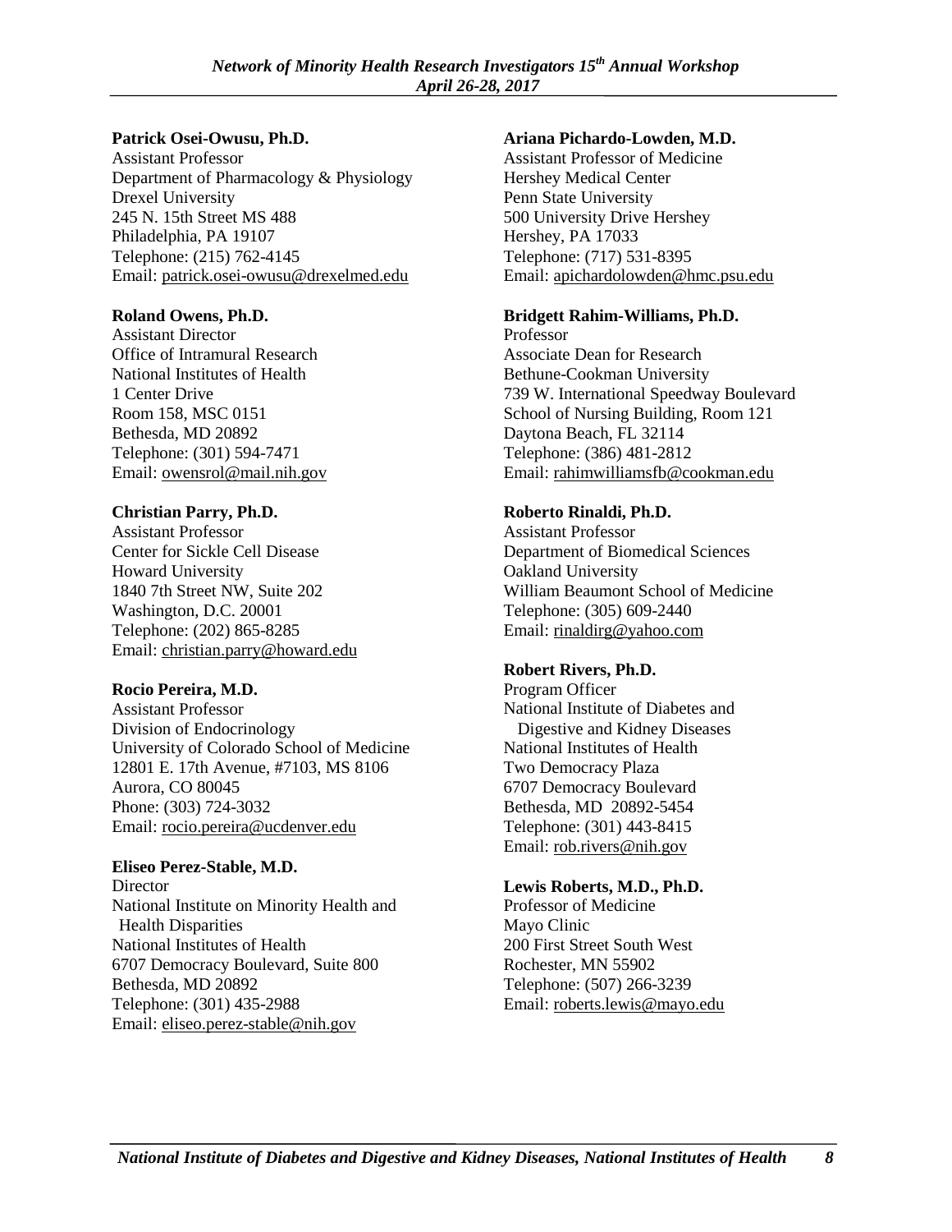**Patrick Osei-Owusu, Ph.D.**
Assistant Professor
Department of Pharmacology & Physiology
Drexel University
245 N. 15th Street MS 488
Philadelphia, PA 19107
Telephone: (215) 762-4145
Email: patrick.osei-owusu@drexelmed.edu

**Roland Owens, Ph.D.**
Assistant Director
Office of Intramural Research
National Institutes of Health
1 Center Drive
Room 158, MSC 0151
Bethesda, MD 20892
Telephone: (301) 594-7471
Email: owensrol@mail.nih.gov

**Christian Parry, Ph.D.**
Assistant Professor
Center for Sickle Cell Disease
Howard University
1840 7th Street NW, Suite 202
Washington, D.C. 20001
Telephone: (202) 865-8285
Email: christian.parry@howard.edu

**Rocio Pereira, M.D.**
Assistant Professor
Division of Endocrinology
University of Colorado School of Medicine
12801 E. 17th Avenue, #7103, MS 8106
Aurora, CO 80045
Phone: (303) 724-3032
Email: rocio.pereira@ucdenver.edu

**Eliseo Perez-Stable, M.D.**
Director
National Institute on Minority Health and Health Disparities
National Institutes of Health
6707 Democracy Boulevard, Suite 800
Bethesda, MD 20892
Telephone: (301) 435-2988
Email: eliseo.perez-stable@nih.gov

**Ariana Pichardo-Lowden, M.D.**
Assistant Professor of Medicine
Hershey Medical Center
Penn State University
500 University Drive Hershey
Hershey, PA 17033
Telephone: (717) 531-8395
Email: apichardolowden@hmc.psu.edu

**Bridgett Rahim-Williams, Ph.D.**
Professor
Associate Dean for Research
Bethune-Cookman University
739 W. International Speedway Boulevard
School of Nursing Building, Room 121
Daytona Beach, FL 32114
Telephone: (386) 481-2812
Email: rahimwilliamsfb@cookman.edu

**Roberto Rinaldi, Ph.D.**
Assistant Professor
Department of Biomedical Sciences
Oakland University
William Beaumont School of Medicine
Telephone: (305) 609-2440
Email: rinaldirg@yahoo.com

**Robert Rivers, Ph.D.**
Program Officer
National Institute of Diabetes and Digestive and Kidney Diseases
National Institutes of Health
Two Democracy Plaza
6707 Democracy Boulevard
Bethesda, MD 20892-5454
Telephone: (301) 443-8415
Email: rob.rivers@nih.gov

**Lewis Roberts, M.D., Ph.D.**
Professor of Medicine
Mayo Clinic
200 First Street South West
Rochester, MN 55902
Telephone: (507) 266-3239
Email: roberts.lewis@mayo.edu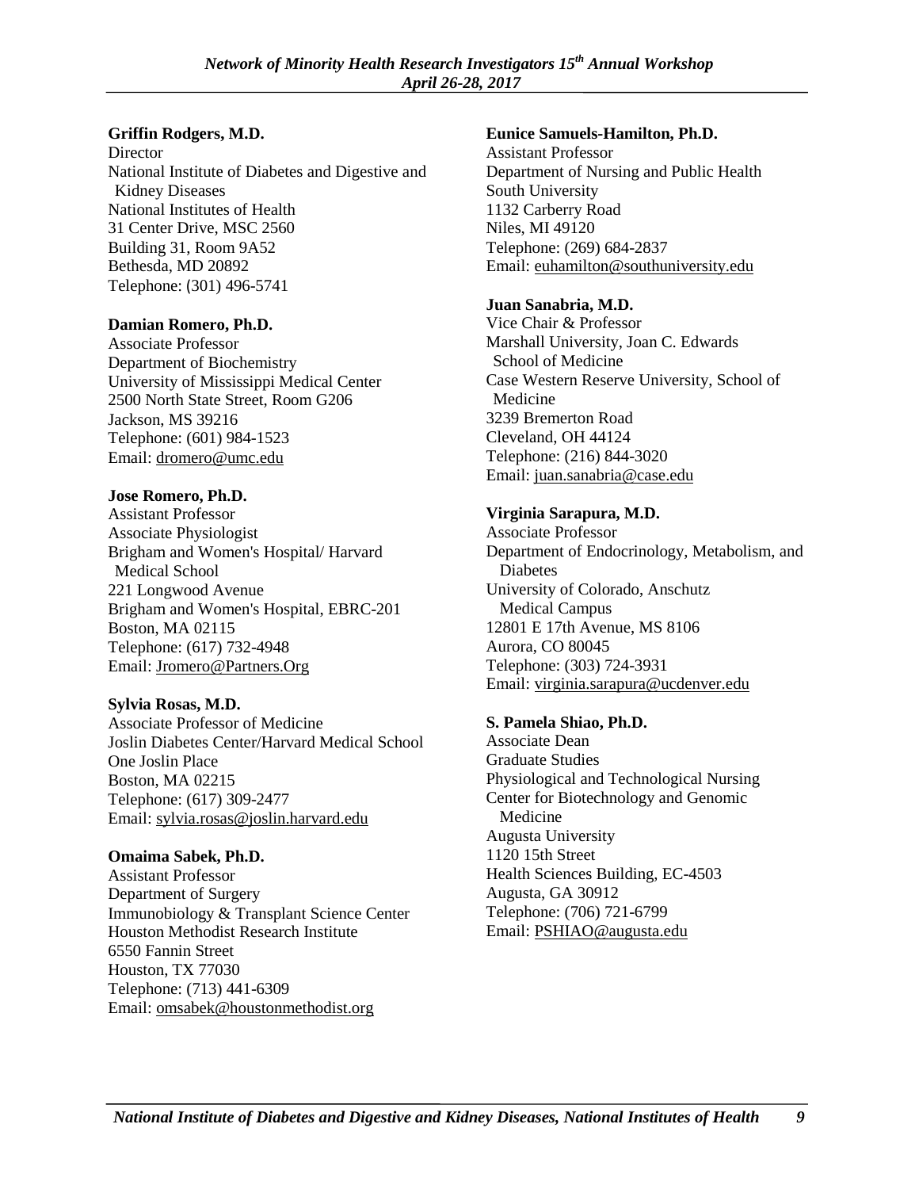**Griffin Rodgers, M.D.**
Director
National Institute of Diabetes and Digestive and Kidney Diseases
National Institutes of Health
31 Center Drive, MSC 2560
Building 31, Room 9A52
Bethesda, MD 20892
Telephone: (301) 496-5741

**Damian Romero, Ph.D.**
Associate Professor
Department of Biochemistry
University of Mississippi Medical Center
2500 North State Street, Room G206
Jackson, MS 39216
Telephone: (601) 984-1523
Email: dromero@umc.edu

**Jose Romero, Ph.D.**
Assistant Professor
Associate Physiologist
Brigham and Women's Hospital/ Harvard Medical School
221 Longwood Avenue
Brigham and Women's Hospital, EBRC-201
Boston, MA 02115
Telephone: (617) 732-4948
Email: Jromero@Partners.Org

**Sylvia Rosas, M.D.**
Associate Professor of Medicine
Joslin Diabetes Center/Harvard Medical School
One Joslin Place
Boston, MA 02215
Telephone: (617) 309-2477
Email: sylvia.rosas@joslin.harvard.edu

**Omaima Sabek, Ph.D.**
Assistant Professor
Department of Surgery
Immunobiology & Transplant Science Center
Houston Methodist Research Institute
6550 Fannin Street
Houston, TX 77030
Telephone: (713) 441-6309
Email: omsabek@houstonmethodist.org

**Eunice Samuels-Hamilton, Ph.D.**
Assistant Professor
Department of Nursing and Public Health
South University
1132 Carberry Road
Niles, MI 49120
Telephone: (269) 684-2837
Email: euhamilton@southuniversity.edu

**Juan Sanabria, M.D.**
Vice Chair & Professor
Marshall University, Joan C. Edwards School of Medicine
Case Western Reserve University, School of Medicine
3239 Bremerton Road
Cleveland, OH 44124
Telephone: (216) 844-3020
Email: juan.sanabria@case.edu

**Virginia Sarapura, M.D.**
Associate Professor
Department of Endocrinology, Metabolism, and Diabetes
University of Colorado, Anschutz Medical Campus
12801 E 17th Avenue, MS 8106
Aurora, CO 80045
Telephone: (303) 724-3931
Email: virginia.sarapura@ucdenver.edu

**S. Pamela Shiao, Ph.D.**
Associate Dean
Graduate Studies
Physiological and Technological Nursing
Center for Biotechnology and Genomic Medicine
Augusta University
1120 15th Street
Health Sciences Building, EC-4503
Augusta, GA 30912
Telephone: (706) 721-6799
Email: PSHIAO@augusta.edu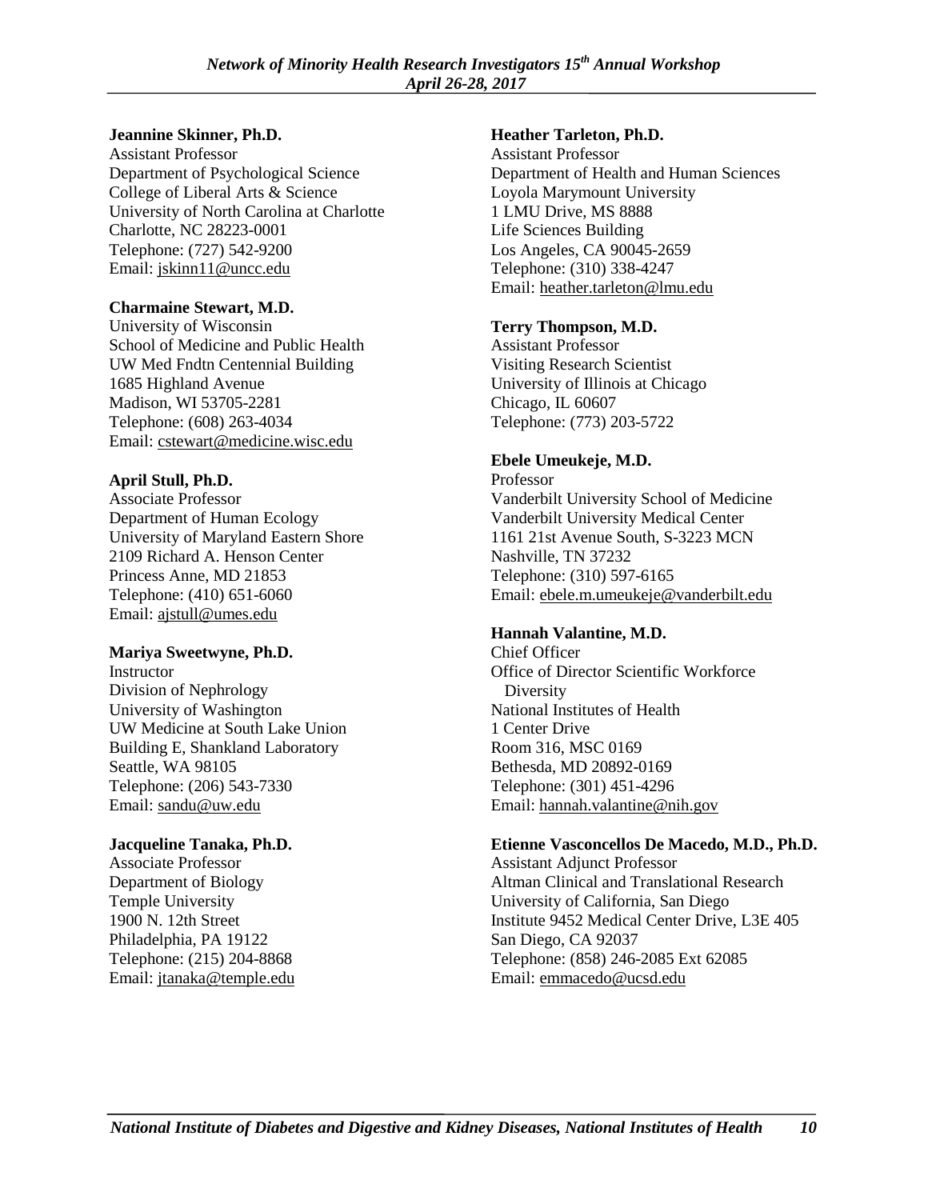**Jeannine Skinner, Ph.D.**
Assistant Professor
Department of Psychological Science
College of Liberal Arts & Science
University of North Carolina at Charlotte
Charlotte, NC 28223-0001
Telephone: (727) 542-9200
Email: jskinn11@uncc.edu

**Charmaine Stewart, M.D.**
University of Wisconsin
School of Medicine and Public Health
UW Med Fndtn Centennial Building
1685 Highland Avenue
Madison, WI 53705-2281
Telephone: (608) 263-4034
Email: cstewart@medicine.wisc.edu

**April Stull, Ph.D.**
Associate Professor
Department of Human Ecology
University of Maryland Eastern Shore
2109 Richard A. Henson Center
Princess Anne, MD 21853
Telephone: (410) 651-6060
Email: ajstull@umes.edu

**Mariya Sweetwyne, Ph.D.**
Instructor
Division of Nephrology
University of Washington
UW Medicine at South Lake Union
Building E, Shankland Laboratory
Seattle, WA 98105
Telephone: (206) 543-7330
Email: sandu@uw.edu

**Jacqueline Tanaka, Ph.D.**
Associate Professor
Department of Biology
Temple University
1900 N. 12th Street
Philadelphia, PA 19122
Telephone: (215) 204-8868
Email: jtanaka@temple.edu

**Heather Tarleton, Ph.D.**
Assistant Professor
Department of Health and Human Sciences
Loyola Marymount University
1 LMU Drive, MS 8888
Life Sciences Building
Los Angeles, CA 90045-2659
Telephone: (310) 338-4247
Email: heather.tarleton@lmu.edu

**Terry Thompson, M.D.**
Assistant Professor
Visiting Research Scientist
University of Illinois at Chicago
Chicago, IL 60607
Telephone: (773) 203-5722

**Ebele Umeukeje, M.D.**
Professor
Vanderbilt University School of Medicine
Vanderbilt University Medical Center
1161 21st Avenue South, S-3223 MCN
Nashville, TN 37232
Telephone: (310) 597-6165
Email: ebele.m.umeukeje@vanderbilt.edu

**Hannah Valantine, M.D.**
Chief Officer
Office of Director Scientific Workforce Diversity
National Institutes of Health
1 Center Drive
Room 316, MSC 0169
Bethesda, MD 20892-0169
Telephone: (301) 451-4296
Email: hannah.valantine@nih.gov

**Etienne Vasconcellos De Macedo, M.D., Ph.D.**
Assistant Adjunct Professor
Altman Clinical and Translational Research
University of California, San Diego
Institute 9452 Medical Center Drive, L3E 405
San Diego, CA 92037
Telephone: (858) 246-2085 Ext 62085
Email: emmacedo@ucsd.edu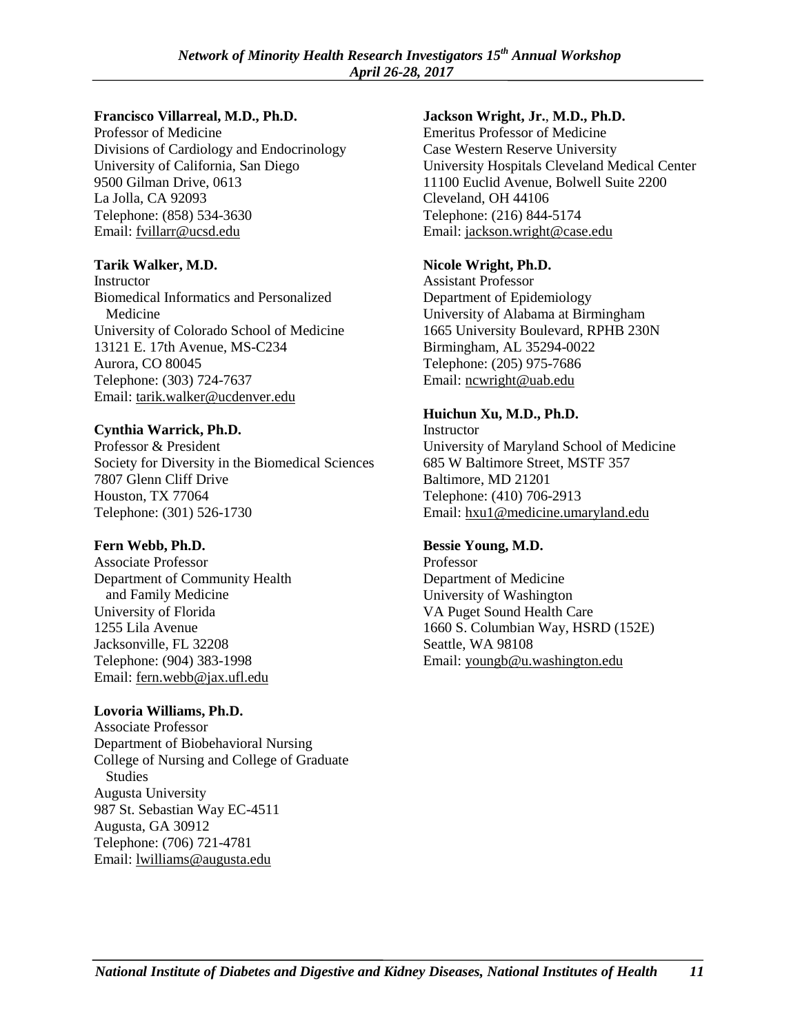**Francisco Villarreal, M.D., Ph.D.**
Professor of Medicine
Divisions of Cardiology and Endocrinology
University of California, San Diego
9500 Gilman Drive, 0613
La Jolla, CA 92093
Telephone: (858) 534-3630
Email: fvillarr@ucsd.edu

**Tarik Walker, M.D.**
Instructor
Biomedical Informatics and Personalized Medicine
University of Colorado School of Medicine
13121 E. 17th Avenue, MS-C234
Aurora, CO 80045
Telephone: (303) 724-7637
Email: tarik.walker@ucdenver.edu

**Cynthia Warrick, Ph.D.**
Professor & President
Society for Diversity in the Biomedical Sciences
7807 Glenn Cliff Drive
Houston, TX 77064
Telephone: (301) 526-1730

**Fern Webb, Ph.D.**
Associate Professor
Department of Community Health and Family Medicine
University of Florida
1255 Lila Avenue
Jacksonville, FL 32208
Telephone: (904) 383-1998
Email: fern.webb@jax.ufl.edu

**Lovoria Williams, Ph.D.**
Associate Professor
Department of Biobehavioral Nursing
College of Nursing and College of Graduate Studies
Augusta University
987 St. Sebastian Way EC-4511
Augusta, GA 30912
Telephone: (706) 721-4781
Email: lwilliams@augusta.edu

**Jackson Wright, Jr., M.D., Ph.D.**
Emeritus Professor of Medicine
Case Western Reserve University
University Hospitals Cleveland Medical Center
11100 Euclid Avenue, Bolwell Suite 2200
Cleveland, OH 44106
Telephone: (216) 844-5174
Email: jackson.wright@case.edu

**Nicole Wright, Ph.D.**
Assistant Professor
Department of Epidemiology
University of Alabama at Birmingham
1665 University Boulevard, RPHB 230N
Birmingham, AL 35294-0022
Telephone: (205) 975-7686
Email: ncwright@uab.edu

**Huichun Xu, M.D., Ph.D.**
Instructor
University of Maryland School of Medicine
685 W Baltimore Street, MSTF 357
Baltimore, MD 21201
Telephone: (410) 706-2913
Email: hxu1@medicine.umaryland.edu

**Bessie Young, M.D.**
Professor
Department of Medicine
University of Washington
VA Puget Sound Health Care
1660 S. Columbian Way, HSRD (152E)
Seattle, WA 98108
Email: youngb@u.washington.edu